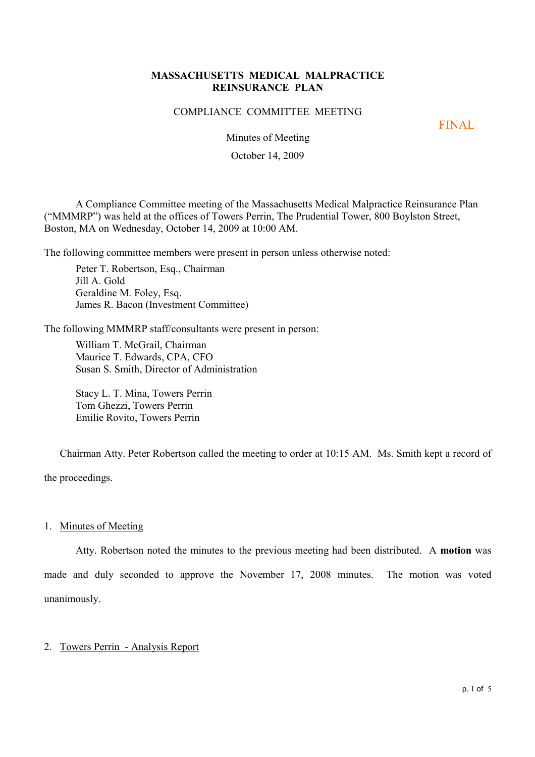# MASSACHUSETTS MEDICAL MALPRACTICE REINSURANCE PLAN

## COMPLIANCE COMMITTEE MEETING

FINAL

Minutes of Meeting

October 14, 2009

A Compliance Committee meeting of the Massachusetts Medical Malpractice Reinsurance Plan ("MMMRP") was held at the offices of Towers Perrin, The Prudential Tower, 800 Boylston Street, Boston, MA on Wednesday, October 14, 2009 at 10:00 AM.

The following committee members were present in person unless otherwise noted:

Peter T. Robertson, Esq., Chairman
Jill A. Gold
Geraldine M. Foley, Esq.
James R. Bacon (Investment Committee)

The following MMMRP staff/consultants were present in person:

William T. McGrail, Chairman
Maurice T. Edwards, CPA, CFO
Susan S. Smith, Director of Administration

Stacy L. T. Mina, Towers Perrin
Tom Ghezzi, Towers Perrin
Emilie Rovito, Towers Perrin

Chairman Atty. Peter Robertson called the meeting to order at 10:15 AM. Ms. Smith kept a record of the proceedings.

1. Minutes of Meeting

Atty. Robertson noted the minutes to the previous meeting had been distributed. A **motion** was made and duly seconded to approve the November 17, 2008 minutes. The motion was voted unanimously.

2. Towers Perrin - Analysis Report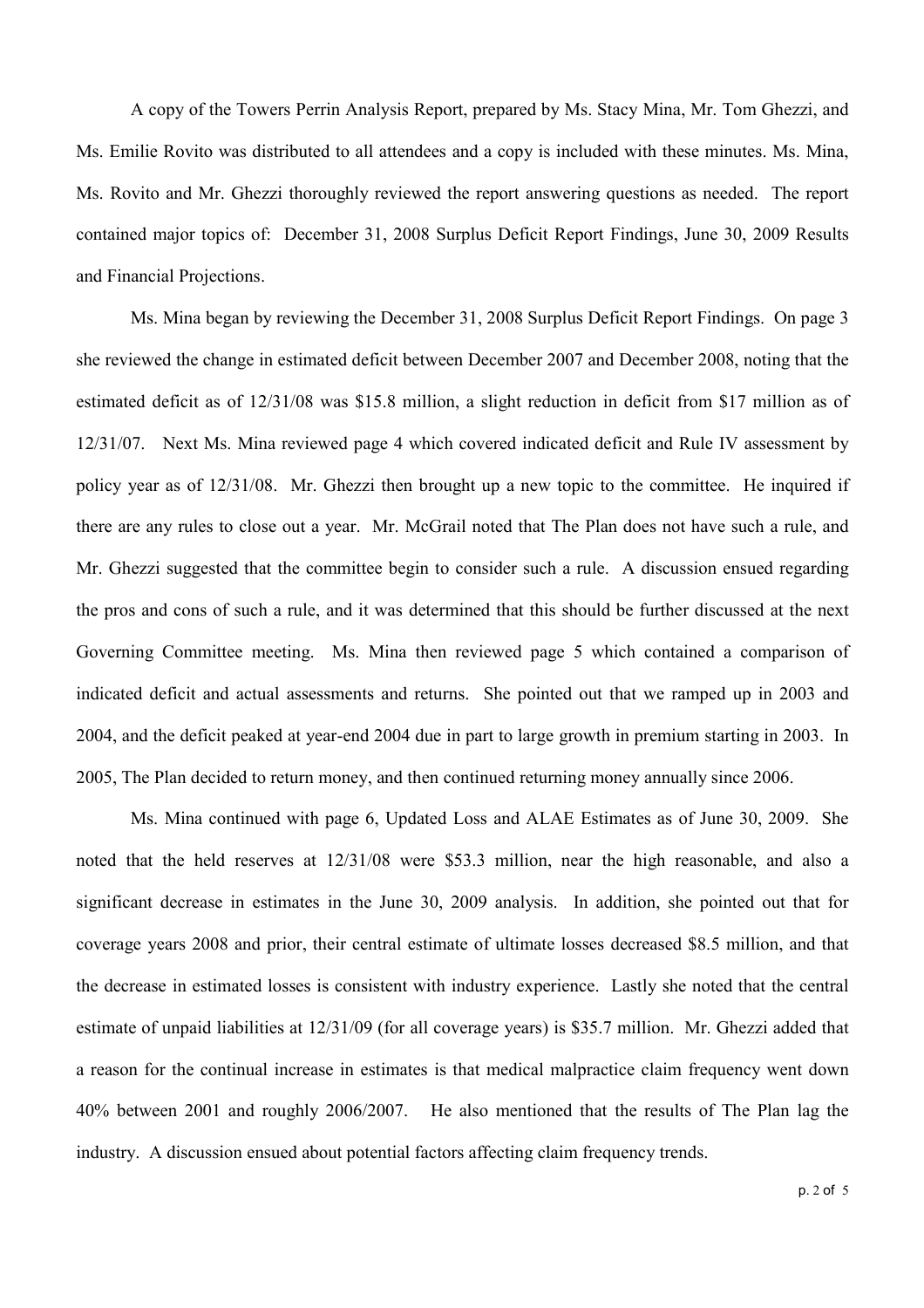A copy of the Towers Perrin Analysis Report, prepared by Ms. Stacy Mina, Mr. Tom Ghezzi, and Ms. Emilie Rovito was distributed to all attendees and a copy is included with these minutes. Ms. Mina, Ms. Rovito and Mr. Ghezzi thoroughly reviewed the report answering questions as needed. The report contained major topics of: December 31, 2008 Surplus Deficit Report Findings, June 30, 2009 Results and Financial Projections.

Ms. Mina began by reviewing the December 31, 2008 Surplus Deficit Report Findings. On page 3 she reviewed the change in estimated deficit between December 2007 and December 2008, noting that the estimated deficit as of 12/31/08 was $15.8 million, a slight reduction in deficit from $17 million as of 12/31/07. Next Ms. Mina reviewed page 4 which covered indicated deficit and Rule IV assessment by policy year as of 12/31/08. Mr. Ghezzi then brought up a new topic to the committee. He inquired if there are any rules to close out a year. Mr. McGrail noted that The Plan does not have such a rule, and Mr. Ghezzi suggested that the committee begin to consider such a rule. A discussion ensued regarding the pros and cons of such a rule, and it was determined that this should be further discussed at the next Governing Committee meeting. Ms. Mina then reviewed page 5 which contained a comparison of indicated deficit and actual assessments and returns. She pointed out that we ramped up in 2003 and 2004, and the deficit peaked at year-end 2004 due in part to large growth in premium starting in 2003. In 2005, The Plan decided to return money, and then continued returning money annually since 2006.

Ms. Mina continued with page 6, Updated Loss and ALAE Estimates as of June 30, 2009. She noted that the held reserves at 12/31/08 were $53.3 million, near the high reasonable, and also a significant decrease in estimates in the June 30, 2009 analysis. In addition, she pointed out that for coverage years 2008 and prior, their central estimate of ultimate losses decreased $8.5 million, and that the decrease in estimated losses is consistent with industry experience. Lastly she noted that the central estimate of unpaid liabilities at 12/31/09 (for all coverage years) is $35.7 million. Mr. Ghezzi added that a reason for the continual increase in estimates is that medical malpractice claim frequency went down 40% between 2001 and roughly 2006/2007. He also mentioned that the results of The Plan lag the industry. A discussion ensued about potential factors affecting claim frequency trends.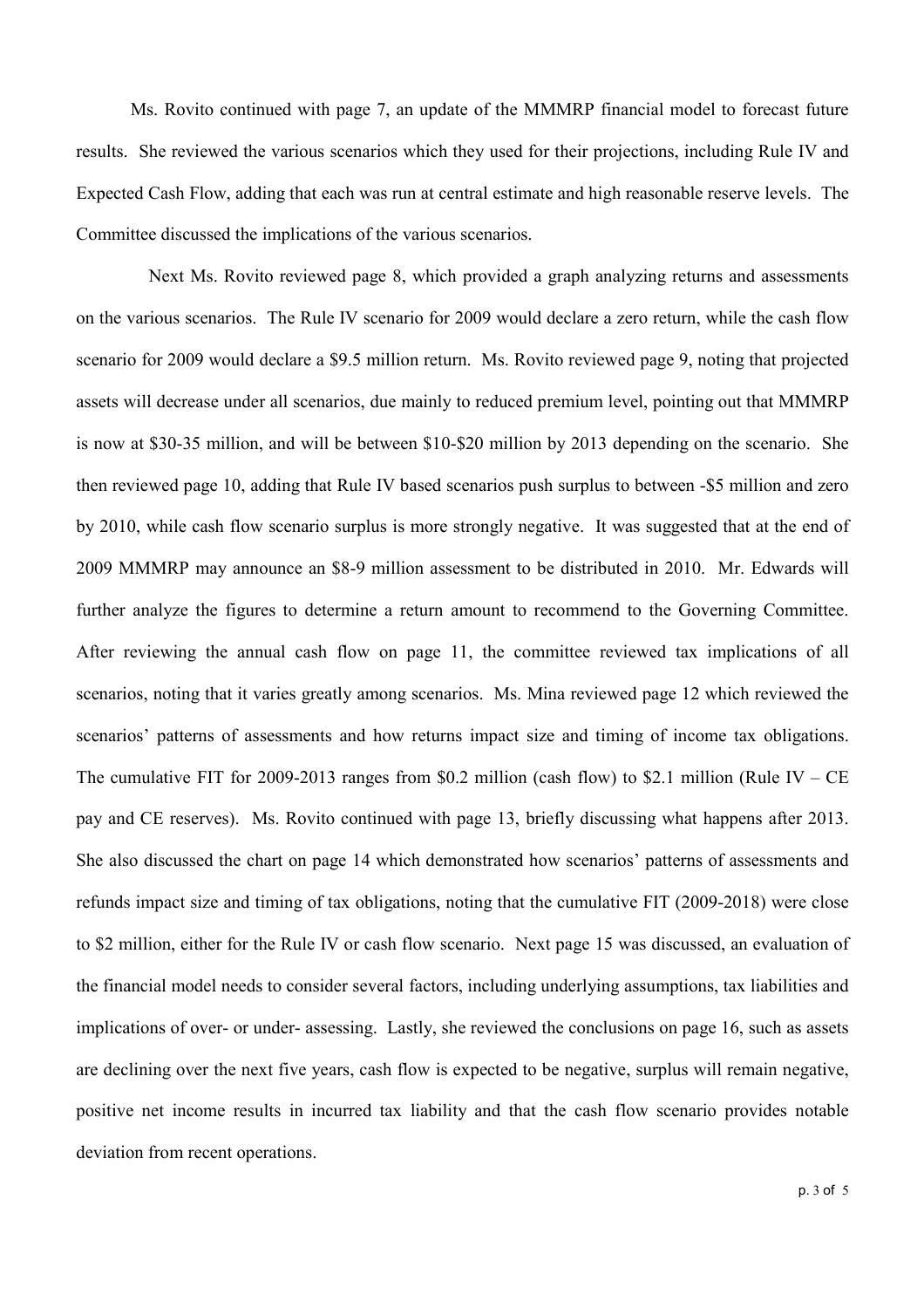Ms. Rovito continued with page 7, an update of the MMMRP financial model to forecast future results. She reviewed the various scenarios which they used for their projections, including Rule IV and Expected Cash Flow, adding that each was run at central estimate and high reasonable reserve levels. The Committee discussed the implications of the various scenarios.

Next Ms. Rovito reviewed page 8, which provided a graph analyzing returns and assessments on the various scenarios. The Rule IV scenario for 2009 would declare a zero return, while the cash flow scenario for 2009 would declare a $9.5 million return. Ms. Rovito reviewed page 9, noting that projected assets will decrease under all scenarios, due mainly to reduced premium level, pointing out that MMMRP is now at $30-35 million, and will be between $10-$20 million by 2013 depending on the scenario. She then reviewed page 10, adding that Rule IV based scenarios push surplus to between -$5 million and zero by 2010, while cash flow scenario surplus is more strongly negative. It was suggested that at the end of 2009 MMMRP may announce an $8-9 million assessment to be distributed in 2010. Mr. Edwards will further analyze the figures to determine a return amount to recommend to the Governing Committee. After reviewing the annual cash flow on page 11, the committee reviewed tax implications of all scenarios, noting that it varies greatly among scenarios. Ms. Mina reviewed page 12 which reviewed the scenarios' patterns of assessments and how returns impact size and timing of income tax obligations. The cumulative FIT for 2009-2013 ranges from $0.2 million (cash flow) to $2.1 million (Rule IV – CE pay and CE reserves). Ms. Rovito continued with page 13, briefly discussing what happens after 2013. She also discussed the chart on page 14 which demonstrated how scenarios' patterns of assessments and refunds impact size and timing of tax obligations, noting that the cumulative FIT (2009-2018) were close to $2 million, either for the Rule IV or cash flow scenario. Next page 15 was discussed, an evaluation of the financial model needs to consider several factors, including underlying assumptions, tax liabilities and implications of over- or under- assessing. Lastly, she reviewed the conclusions on page 16, such as assets are declining over the next five years, cash flow is expected to be negative, surplus will remain negative, positive net income results in incurred tax liability and that the cash flow scenario provides notable deviation from recent operations.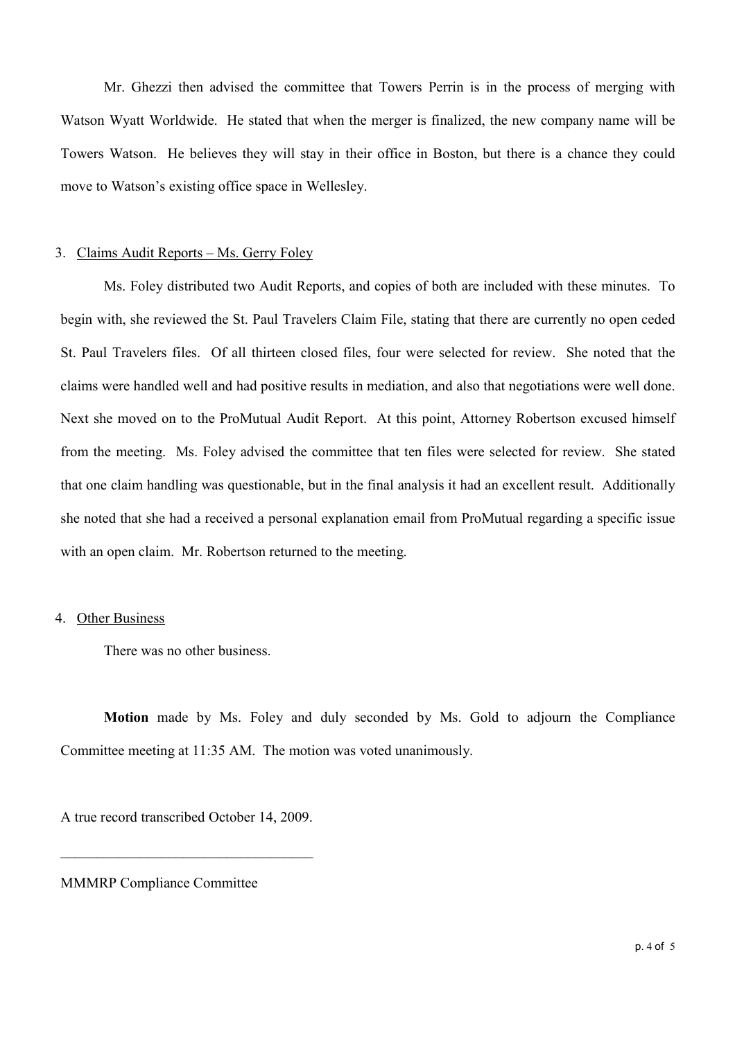Mr. Ghezzi then advised the committee that Towers Perrin is in the process of merging with Watson Wyatt Worldwide. He stated that when the merger is finalized, the new company name will be Towers Watson. He believes they will stay in their office in Boston, but there is a chance they could move to Watson's existing office space in Wellesley.

3. Claims Audit Reports – Ms. Gerry Foley

Ms. Foley distributed two Audit Reports, and copies of both are included with these minutes. To begin with, she reviewed the St. Paul Travelers Claim File, stating that there are currently no open ceded St. Paul Travelers files. Of all thirteen closed files, four were selected for review. She noted that the claims were handled well and had positive results in mediation, and also that negotiations were well done. Next she moved on to the ProMutual Audit Report. At this point, Attorney Robertson excused himself from the meeting. Ms. Foley advised the committee that ten files were selected for review. She stated that one claim handling was questionable, but in the final analysis it had an excellent result. Additionally she noted that she had a received a personal explanation email from ProMutual regarding a specific issue with an open claim. Mr. Robertson returned to the meeting.

4. Other Business

There was no other business.

**Motion** made by Ms. Foley and duly seconded by Ms. Gold to adjourn the Compliance Committee meeting at 11:35 AM. The motion was voted unanimously.

A true record transcribed October 14, 2009.

\_\_\_\_\_\_\_\_\_\_\_\_\_\_\_\_\_\_\_\_\_\_\_\_\_\_\_\_\_\_\_\_\_\_\_\_

MMMRP Compliance Committee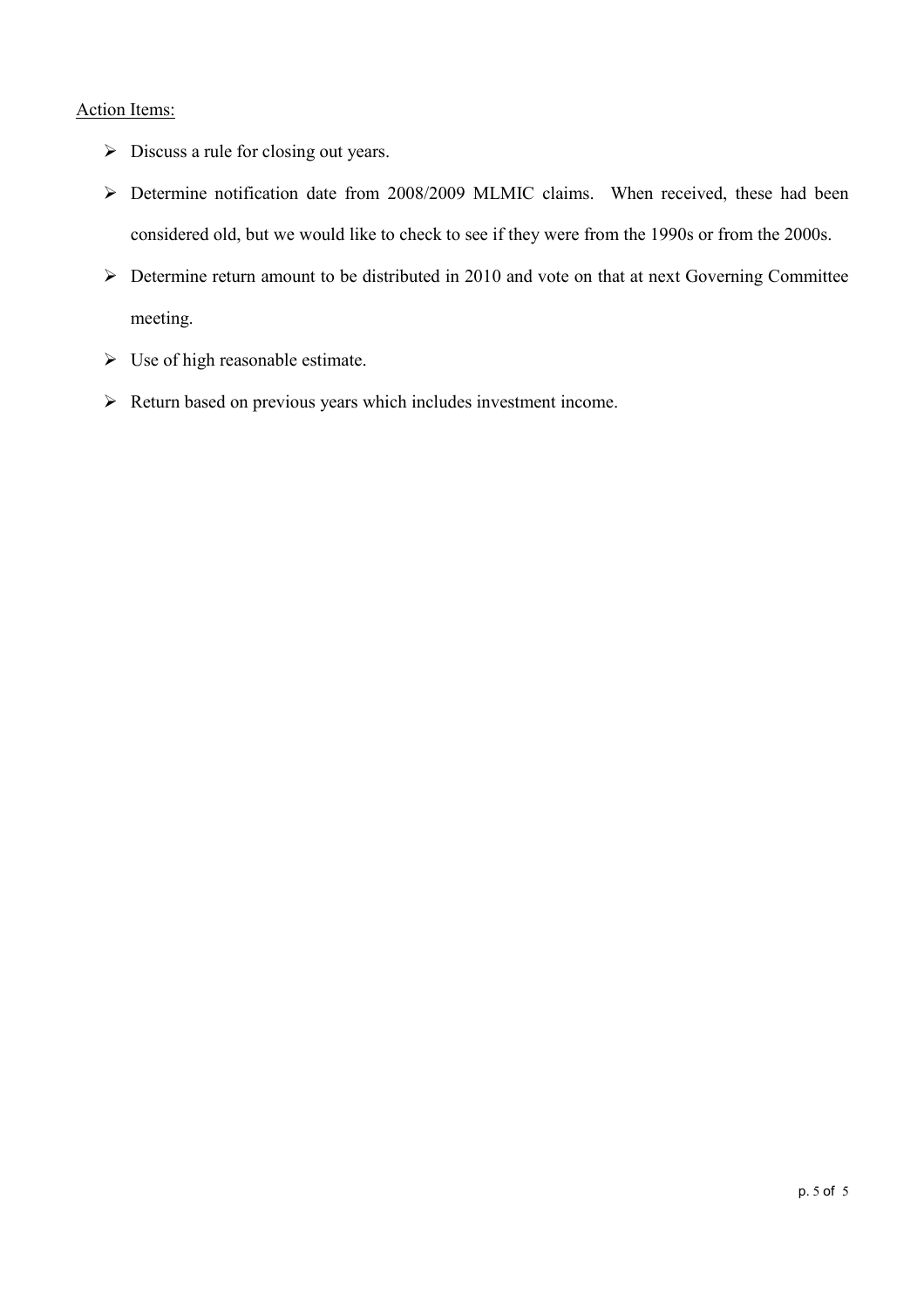<u>Action Items:</u>

- Discuss a rule for closing out years.
- Determine notification date from 2008/2009 MLMIC claims. When received, these had been considered old, but we would like to check to see if they were from the 1990s or from the 2000s.
- Determine return amount to be distributed in 2010 and vote on that at next Governing Committee meeting.
- Use of high reasonable estimate.
- Return based on previous years which includes investment income.